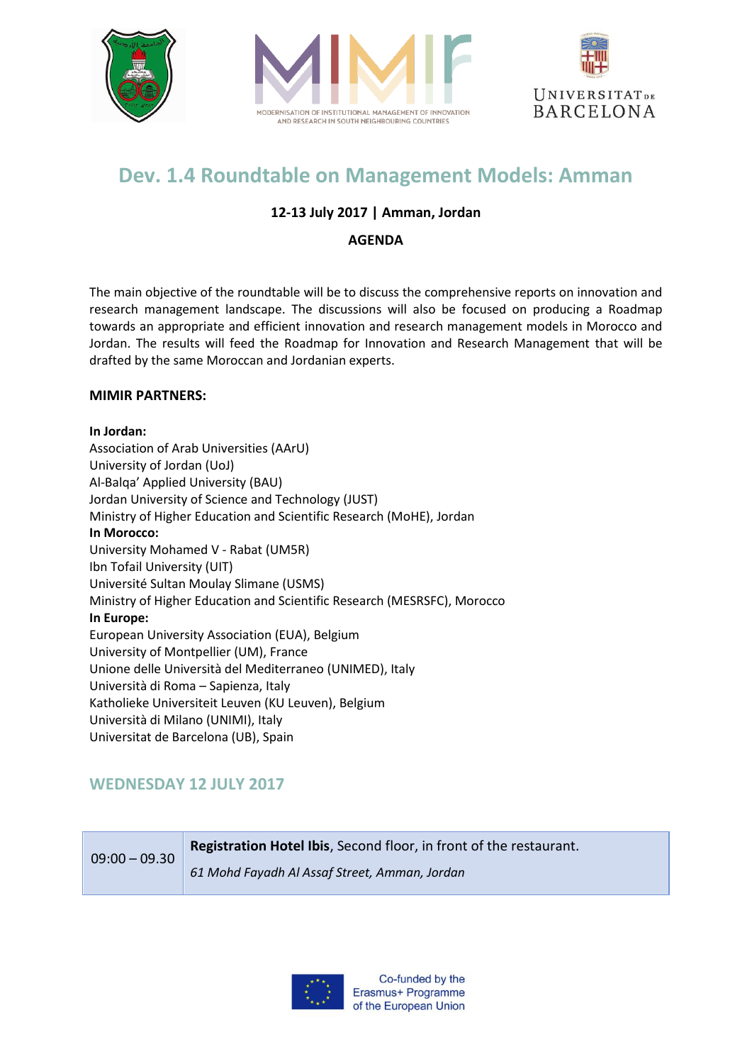# Dev. 1.4 Roundtable on Management Models: Amman

**12-13 July 2017 | Amman, Jordan**

**AGENDA**

The main objective of the roundtable will be to discuss the comprehensive reports on innovation and research management landscape. The discussions will also be focused on producing a Roadmap towards an appropriate and efficient innovation and research management models in Morocco and Jordan. The results will feed the Roadmap for Innovation and Research Management that will be drafted by the same Moroccan and Jordanian experts.

**MIMIR PARTNERS:**

**In Jordan:**
Association of Arab Universities (AArU)
University of Jordan (UoJ)
Al-Balqa' Applied University (BAU)
Jordan University of Science and Technology (JUST)
Ministry of Higher Education and Scientific Research (MoHE), Jordan
**In Morocco:**
University Mohamed V - Rabat (UM5R)
Ibn Tofail University (UIT)
Université Sultan Moulay Slimane (USMS)
Ministry of Higher Education and Scientific Research (MESRSFC), Morocco
**In Europe:**
European University Association (EUA), Belgium
University of Montpellier (UM), France
Unione delle Università del Mediterraneo (UNIMED), Italy
Università di Roma – Sapienza, Italy
Katholieke Universiteit Leuven (KU Leuven), Belgium
Università di Milano (UNIMI), Italy
Universitat de Barcelona (UB), Spain

## WEDNESDAY 12 JULY 2017

| | |
|---|---|
| 09:00 – 09.30 | **Registration Hotel Ibis**, Second floor, in front of the restaurant. *61 Mohd Fayadh Al Assaf Street, Amman, Jordan* |

Co-funded by the Erasmus+ Programme of the European Union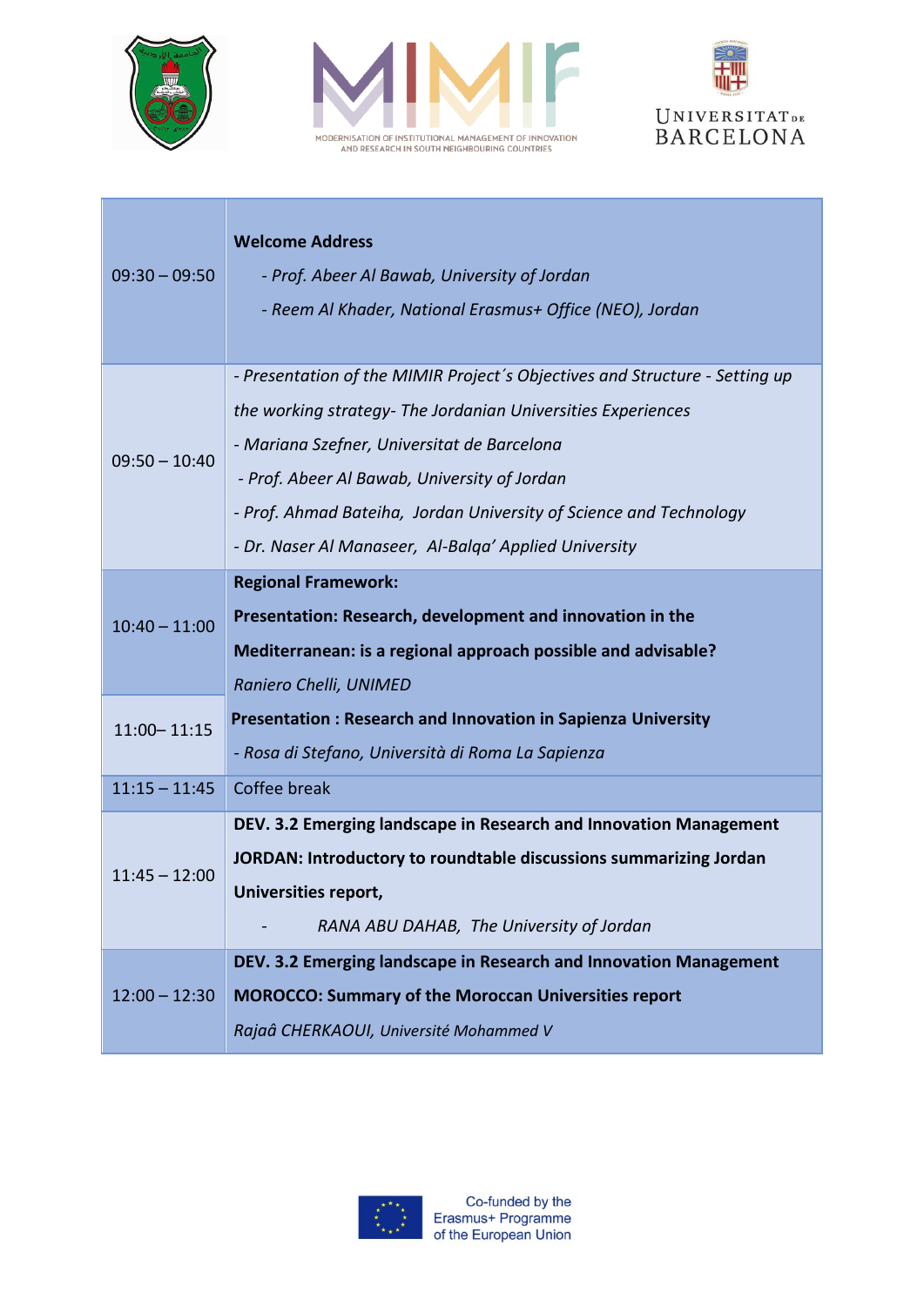| | |
|---|---|
| 09:30 – 09:50 | **Welcome Address**<br>*- Prof. Abeer Al Bawab, University of Jordan*<br>*- Reem Al Khader, National Erasmus+ Office (NEO), Jordan* |
| 09:50 – 10:40 | *- Presentation of the MIMIR Project´s Objectives and Structure - Setting up the working strategy- The Jordanian Universities Experiences*<br>*- Mariana Szefner, Universitat de Barcelona*<br>*- Prof. Abeer Al Bawab, University of Jordan*<br>*- Prof. Ahmad Bateiha, Jordan University of Science and Technology*<br>*- Dr. Naser Al Manaseer, Al-Balqa' Applied University* |
| 10:40 – 11:00 | **Regional Framework:**<br>**Presentation: Research, development and innovation in the Mediterranean: is a regional approach possible and advisable?**<br>*Raniero Chelli, UNIMED* |
| 11:00– 11:15 | **Presentation : Research and Innovation in Sapienza University**<br>*- Rosa di Stefano, Università di Roma La Sapienza* |
| 11:15 – 11:45 | Coffee break |
| 11:45 – 12:00 | **DEV. 3.2 Emerging landscape in Research and Innovation Management**<br>**JORDAN: Introductory to roundtable discussions summarizing Jordan Universities report,**<br>*- RANA ABU DAHAB, The University of Jordan* |
| 12:00 – 12:30 | **DEV. 3.2 Emerging landscape in Research and Innovation Management**<br>**MOROCCO: Summary of the Moroccan Universities report**<br>*Rajaâ CHERKAOUI, Université Mohammed V* |

Co-funded by the Erasmus+ Programme of the European Union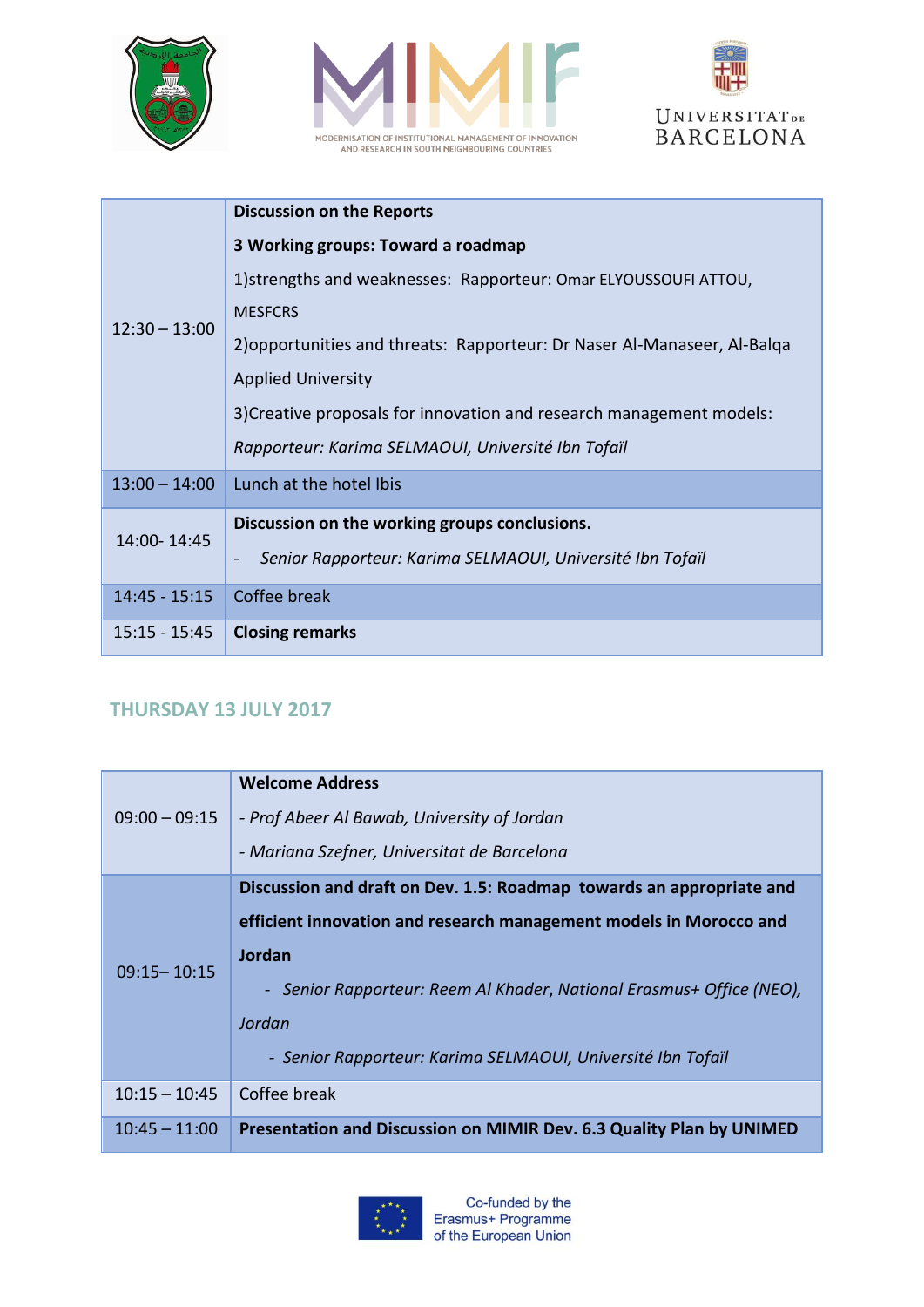| 12:30 – 13:00 | **Discussion on the Reports**<br>**3 Working groups: Toward a roadmap**<br>1)strengths and weaknesses: Rapporteur: Omar ELYOUSSOUFI ATTOU, MESFCRS<br>2)opportunities and threats: Rapporteur: Dr Naser Al-Manaseer, Al-Balqa Applied University<br>3)Creative proposals for innovation and research management models: *Rapporteur: Karima SELMAOUI, Université Ibn Tofaïl* |
|---|---|
| 13:00 – 14:00 | Lunch at the hotel Ibis |
| 14:00- 14:45 | **Discussion on the working groups conclusions.**<br>- *Senior Rapporteur: Karima SELMAOUI, Université Ibn Tofaïl* |
| 14:45 - 15:15 | Coffee break |
| 15:15 - 15:45 | **Closing remarks** |

## THURSDAY 13 JULY 2017

| 09:00 – 09:15 | **Welcome Address**<br>*- Prof Abeer Al Bawab, University of Jordan*<br>*- Mariana Szefner, Universitat de Barcelona* |
|---|---|
| 09:15– 10:15 | **Discussion and draft on Dev. 1.5: Roadmap towards an appropriate and efficient innovation and research management models in Morocco and Jordan**<br>- *Senior Rapporteur: Reem Al Khader, National Erasmus+ Office (NEO), Jordan*<br>- *Senior Rapporteur: Karima SELMAOUI, Université Ibn Tofaïl* |
| 10:15 – 10:45 | Coffee break |
| 10:45 – 11:00 | **Presentation and Discussion on MIMIR Dev. 6.3 Quality Plan by UNIMED** |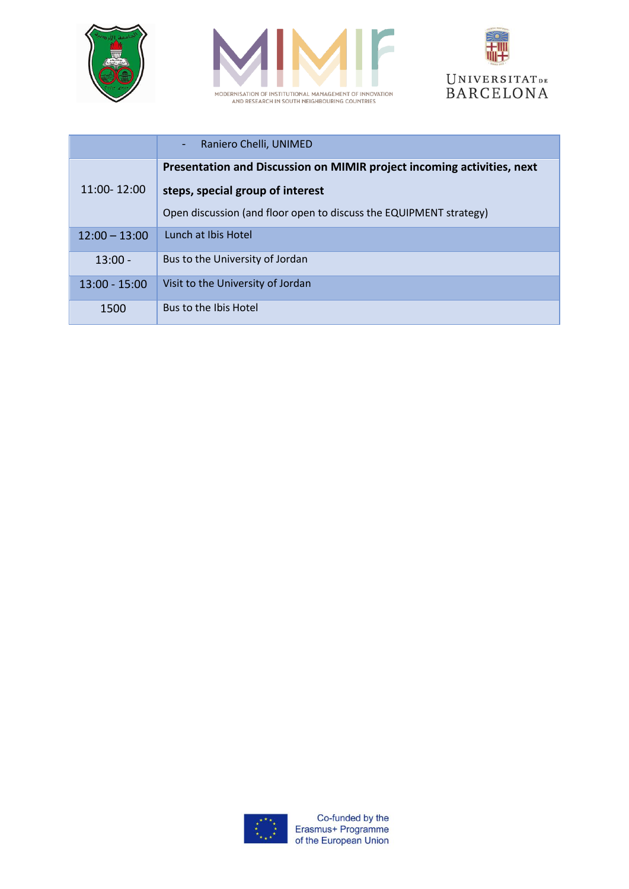| | |
|---|---|
| | - Raniero Chelli, UNIMED |
| 11:00- 12:00 | **Presentation and Discussion on MIMIR project incoming activities, next steps, special group of interest**<br>Open discussion (and floor open to discuss the EQUIPMENT strategy) |
| 12:00 – 13:00 | Lunch at Ibis Hotel |
| 13:00 - | Bus to the University of Jordan |
| 13:00 - 15:00 | Visit to the University of Jordan |
| 1500 | Bus to the Ibis Hotel |

Co-funded by the Erasmus+ Programme of the European Union